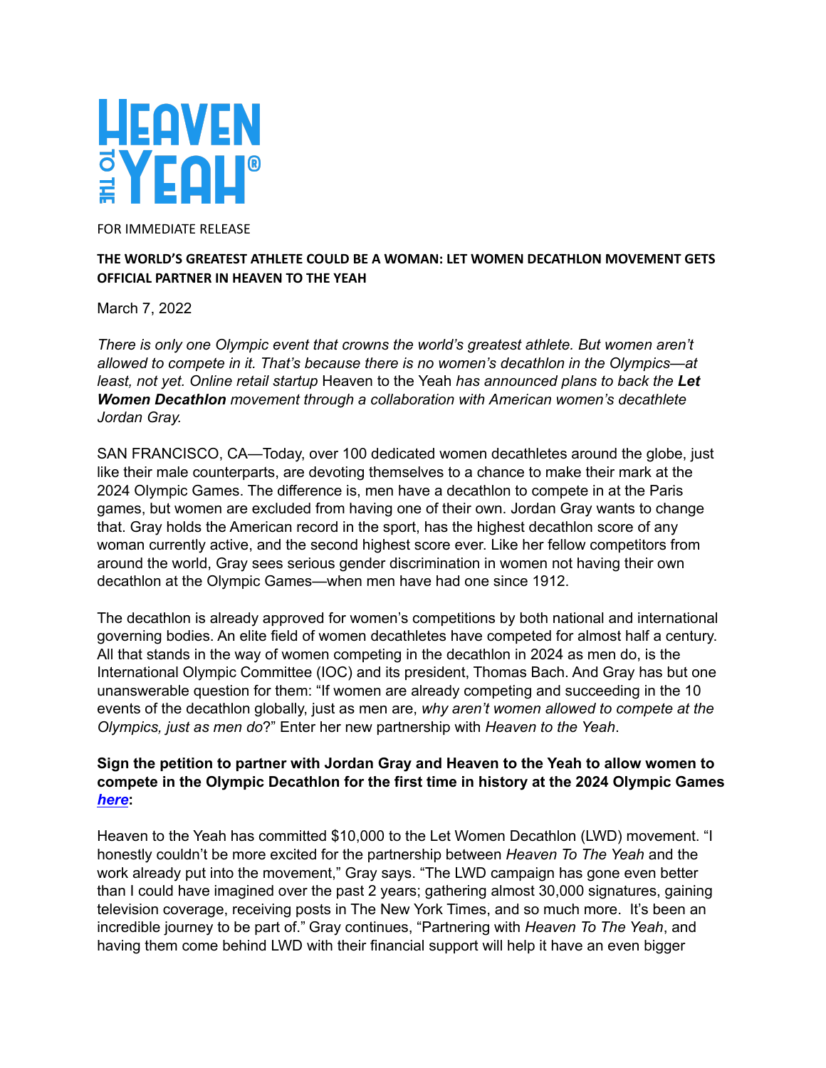HEAVEN TO THE YEAH®

FOR IMMEDIATE RELEASE

**THE WORLD'S GREATEST ATHLETE COULD BE A WOMAN: LET WOMEN DECATHLON MOVEMENT GETS OFFICIAL PARTNER IN HEAVEN TO THE YEAH**

March 7, 2022

*There is only one Olympic event that crowns the world's greatest athlete. But women aren't allowed to compete in it. That's because there is no women's decathlon in the Olympics—at least, not yet. Online retail startup* Heaven to the Yeah *has announced plans to back the* ***Let Women Decathlon*** *movement through a collaboration with American women's decathlete Jordan Gray.*

SAN FRANCISCO, CA—Today, over 100 dedicated women decathletes around the globe, just like their male counterparts, are devoting themselves to a chance to make their mark at the 2024 Olympic Games. The difference is, men have a decathlon to compete in at the Paris games, but women are excluded from having one of their own. Jordan Gray wants to change that. Gray holds the American record in the sport, has the highest decathlon score of any woman currently active, and the second highest score ever. Like her fellow competitors from around the world, Gray sees serious gender discrimination in women not having their own decathlon at the Olympic Games—when men have had one since 1912.

The decathlon is already approved for women's competitions by both national and international governing bodies. An elite field of women decathletes have competed for almost half a century. All that stands in the way of women competing in the decathlon in 2024 as men do, is the International Olympic Committee (IOC) and its president, Thomas Bach. And Gray has but one unanswerable question for them: "If women are already competing and succeeding in the 10 events of the decathlon globally, just as men are, *why aren't women allowed to compete at the Olympics, just as men do*?" Enter her new partnership with *Heaven to the Yeah*.

**Sign the petition to partner with Jordan Gray and Heaven to the Yeah to allow women to compete in the Olympic Decathlon for the first time in history at the 2024 Olympic Games *here*:**

Heaven to the Yeah has committed $10,000 to the Let Women Decathlon (LWD) movement. "I honestly couldn't be more excited for the partnership between *Heaven To The Yeah* and the work already put into the movement," Gray says. "The LWD campaign has gone even better than I could have imagined over the past 2 years; gathering almost 30,000 signatures, gaining television coverage, receiving posts in The New York Times, and so much more. It's been an incredible journey to be part of." Gray continues, "Partnering with *Heaven To The Yeah*, and having them come behind LWD with their financial support will help it have an even bigger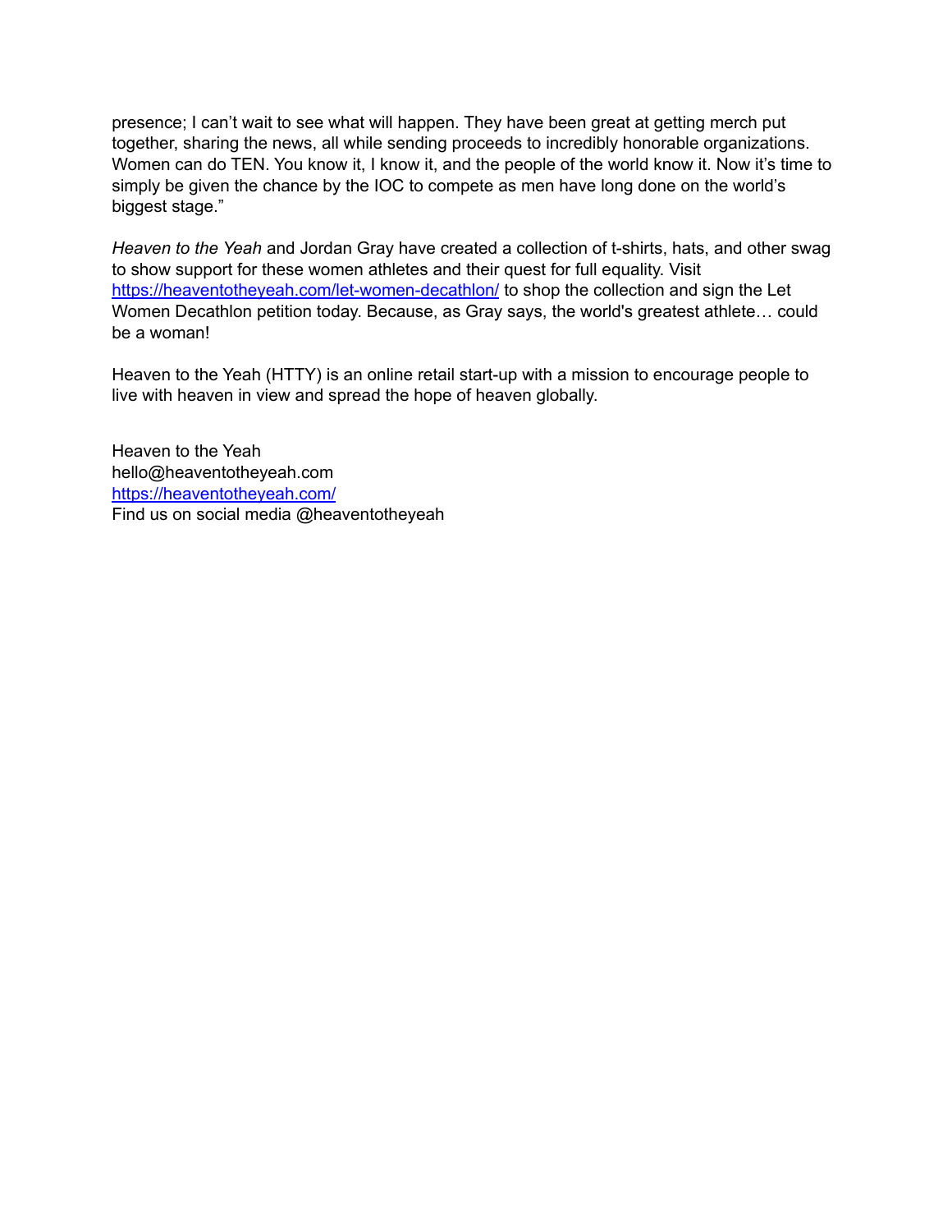presence; I can't wait to see what will happen. They have been great at getting merch put together, sharing the news, all while sending proceeds to incredibly honorable organizations. Women can do TEN. You know it, I know it, and the people of the world know it. Now it's time to simply be given the chance by the IOC to compete as men have long done on the world's biggest stage."

*Heaven to the Yeah* and Jordan Gray have created a collection of t-shirts, hats, and other swag to show support for these women athletes and their quest for full equality. Visit [https://heaventotheyeah.com/let-women-decathlon/](https://heaventotheyeah.com/let-women-decathlon/) to shop the collection and sign the Let Women Decathlon petition today. Because, as Gray says, the world's greatest athlete… could be a woman!

Heaven to the Yeah (HTTY) is an online retail start-up with a mission to encourage people to live with heaven in view and spread the hope of heaven globally.

Heaven to the Yeah
hello@heaventotheyeah.com
[https://heaventotheyeah.com/](https://heaventotheyeah.com/)
Find us on social media @heaventotheyeah